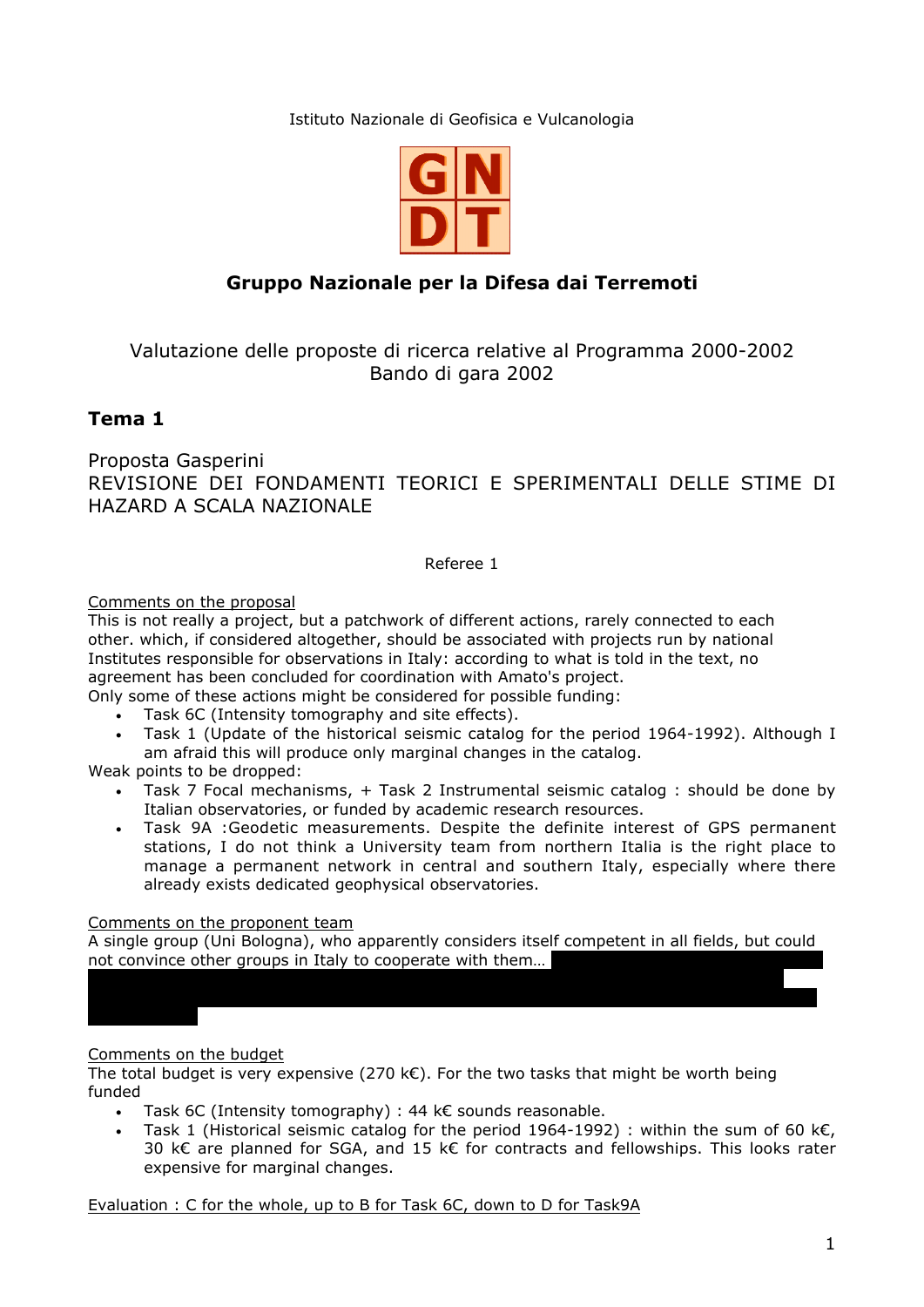Istituto Nazionale di Geofisica e Vulcanologia

GNDT

## Gruppo Nazionale per la Difesa dai Terremoti

Valutazione delle proposte di ricerca relative al Programma 2000-2002
Bando di gara 2002

# Tema 1

Proposta Gasperini
REVISIONE DEI FONDAMENTI TEORICI E SPERIMENTALI DELLE STIME DI HAZARD A SCALA NAZIONALE

Referee 1

Comments on the proposal

This is not really a project, but a patchwork of different actions, rarely connected to each other. which, if considered altogether, should be associated with projects run by national Institutes responsible for observations in Italy: according to what is told in the text, no agreement has been concluded for coordination with Amato's project.

Only some of these actions might be considered for possible funding:

- Task 6C (Intensity tomography and site effects).
- Task 1 (Update of the historical seismic catalog for the period 1964-1992). Although I am afraid this will produce only marginal changes in the catalog.

Weak points to be dropped:

- Task 7 Focal mechanisms, + Task 2 Instrumental seismic catalog : should be done by Italian observatories, or funded by academic research resources.
- Task 9A :Geodetic measurements. Despite the definite interest of GPS permanent stations, I do not think a University team from northern Italia is the right place to manage a permanent network in central and southern Italy, especially where there already exists dedicated geophysical observatories.

Comments on the proponent team

A single group (Uni Bologna), who apparently considers itself competent in all fields, but could not convince other groups in Italy to cooperate with them…

Comments on the budget

The total budget is very expensive (270 k€). For the two tasks that might be worth being funded

- Task 6C (Intensity tomography) : 44 k€ sounds reasonable.
- Task 1 (Historical seismic catalog for the period 1964-1992) : within the sum of 60 k€, 30 k€ are planned for SGA, and 15 k€ for contracts and fellowships. This looks rater expensive for marginal changes.

Evaluation : C for the whole, up to B for Task 6C, down to D for Task9A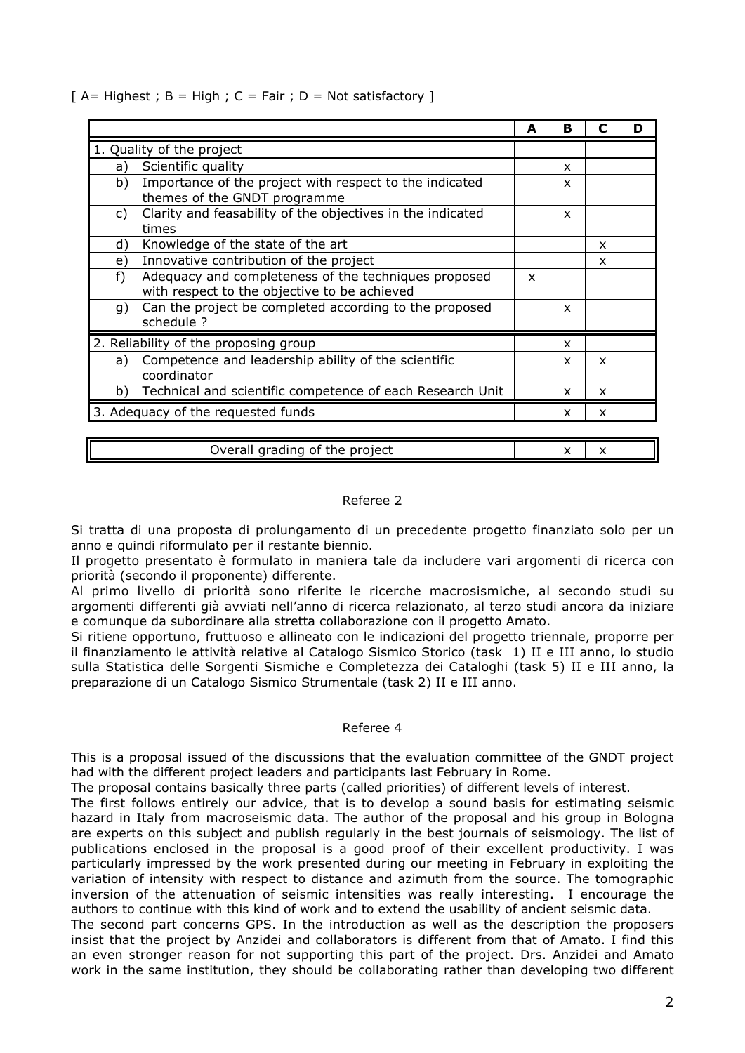[ A= Highest ; B = High ; C = Fair ; D = Not satisfactory ]

| | A | B | C | D |
|---|---|---|---|---|
| 1. Quality of the project | | | | |
| a) Scientific quality | | x | | |
| b) Importance of the project with respect to the indicated themes of the GNDT programme | | x | | |
| c) Clarity and feasability of the objectives in the indicated times | | x | | |
| d) Knowledge of the state of the art | | | x | |
| e) Innovative contribution of the project | | | x | |
| f) Adequacy and completeness of the techniques proposed with respect to the objective to be achieved | x | | | |
| g) Can the project be completed according to the proposed schedule ? | | x | | |
| 2. Reliability of the proposing group | | x | | |
| a) Competence and leadership ability of the scientific coordinator | | x | x | |
| b) Technical and scientific competence of each Research Unit | | x | x | |
| 3. Adequacy of the requested funds | | x | x | |
| Overall grading of the project | | x | x | |

## Referee 2

Si tratta di una proposta di prolungamento di un precedente progetto finanziato solo per un anno e quindi riformulato per il restante biennio.

Il progetto presentato è formulato in maniera tale da includere vari argomenti di ricerca con priorità (secondo il proponente) differente.

Al primo livello di priorità sono riferite le ricerche macrosismiche, al secondo studi su argomenti differenti già avviati nell'anno di ricerca relazionato, al terzo studi ancora da iniziare e comunque da subordinare alla stretta collaborazione con il progetto Amato.

Si ritiene opportuno, fruttuoso e allineato con le indicazioni del progetto triennale, proporre per il finanziamento le attività relative al Catalogo Sismico Storico (task 1) II e III anno, lo studio sulla Statistica delle Sorgenti Sismiche e Completezza dei Cataloghi (task 5) II e III anno, la preparazione di un Catalogo Sismico Strumentale (task 2) II e III anno.

## Referee 4

This is a proposal issued of the discussions that the evaluation committee of the GNDT project had with the different project leaders and participants last February in Rome.

The proposal contains basically three parts (called priorities) of different levels of interest.

The first follows entirely our advice, that is to develop a sound basis for estimating seismic hazard in Italy from macroseismic data. The author of the proposal and his group in Bologna are experts on this subject and publish regularly in the best journals of seismology. The list of publications enclosed in the proposal is a good proof of their excellent productivity. I was particularly impressed by the work presented during our meeting in February in exploiting the variation of intensity with respect to distance and azimuth from the source. The tomographic inversion of the attenuation of seismic intensities was really interesting. I encourage the authors to continue with this kind of work and to extend the usability of ancient seismic data.

The second part concerns GPS. In the introduction as well as the description the proposers insist that the project by Anzidei and collaborators is different from that of Amato. I find this an even stronger reason for not supporting this part of the project. Drs. Anzidei and Amato work in the same institution, they should be collaborating rather than developing two different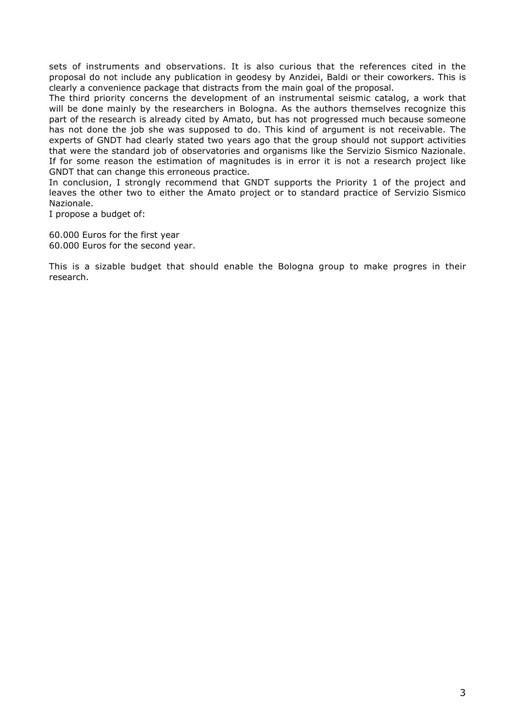sets of instruments and observations. It is also curious that the references cited in the proposal do not include any publication in geodesy by Anzidei, Baldi or their coworkers. This is clearly a convenience package that distracts from the main goal of the proposal.

The third priority concerns the development of an instrumental seismic catalog, a work that will be done mainly by the researchers in Bologna. As the authors themselves recognize this part of the research is already cited by Amato, but has not progressed much because someone has not done the job she was supposed to do. This kind of argument is not receivable. The experts of GNDT had clearly stated two years ago that the group should not support activities that were the standard job of observatories and organisms like the Servizio Sismico Nazionale. If for some reason the estimation of magnitudes is in error it is not a research project like GNDT that can change this erroneous practice.

In conclusion, I strongly recommend that GNDT supports the Priority 1 of the project and leaves the other two to either the Amato project or to standard practice of Servizio Sismico Nazionale.

I propose a budget of:

60.000 Euros for the first year
60.000 Euros for the second year.

This is a sizable budget that should enable the Bologna group to make progres in their research.